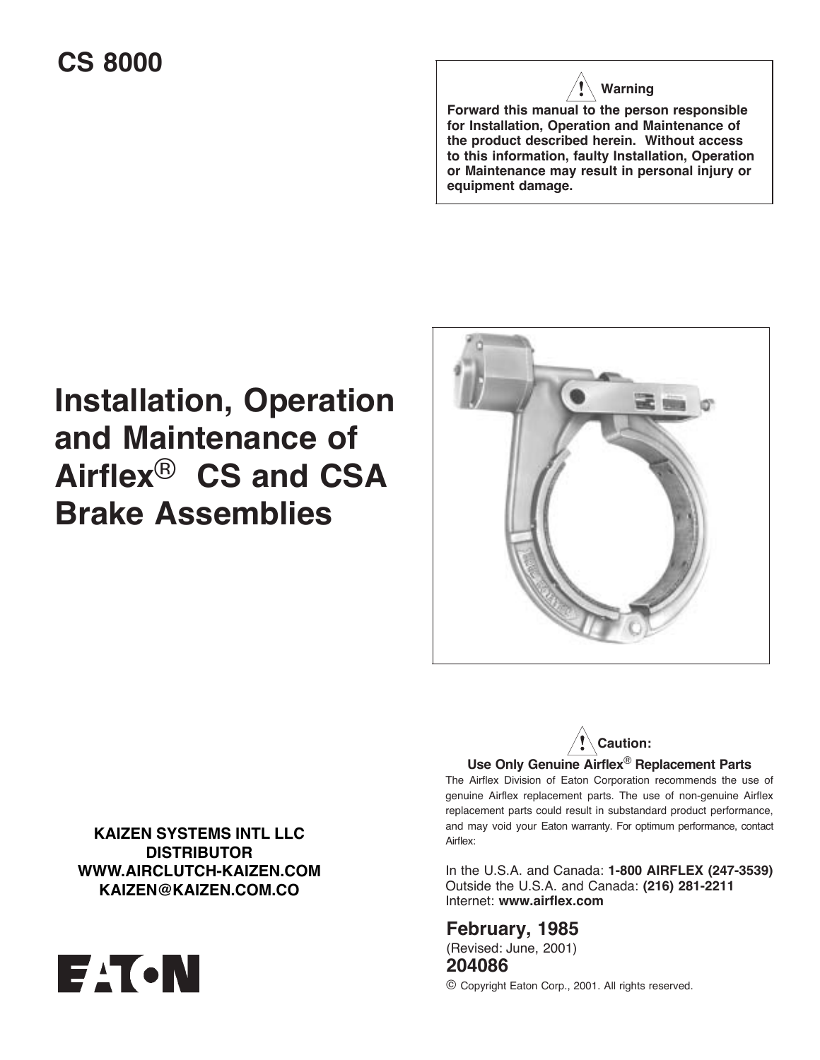# CS 8000

> **⚠ Warning**
>
> **Forward this manual to the person responsible for Installation, Operation and Maintenance of the product described herein. Without access to this information, faulty Installation, Operation or Maintenance may result in personal injury or equipment damage.**

# Installation, Operation and Maintenance of Airflex® CS and CSA Brake Assemblies

**⚠ Caution:**

**Use Only Genuine Airflex® Replacement Parts**

The Airflex Division of Eaton Corporation recommends the use of genuine Airflex replacement parts. The use of non-genuine Airflex replacement parts could result in substandard product performance, and may void your Eaton warranty. For optimum performance, contact Airflex:

In the U.S.A. and Canada: **1-800 AIRFLEX (247-3539)**
Outside the U.S.A. and Canada: **(216) 281-2211**
Internet: **www.airflex.com**

**KAIZEN SYSTEMS INTL LLC**
**DISTRIBUTOR**
**WWW.AIRCLUTCH-KAIZEN.COM**
**KAIZEN@KAIZEN.COM.CO**

**February, 1985**
(Revised: June, 2001)
**204086**

© Copyright Eaton Corp., 2001. All rights reserved.

EATON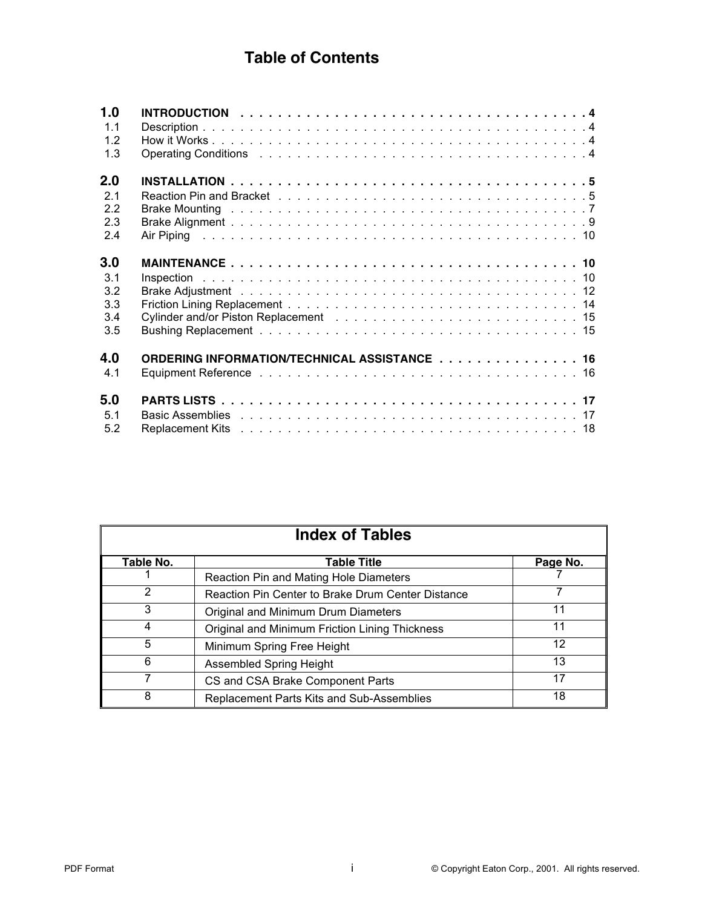# Table of Contents

| | | |
|---|---|---|
| **1.0** | **INTRODUCTION** | **4** |
| 1.1 | Description | 4 |
| 1.2 | How it Works | 4 |
| 1.3 | Operating Conditions | 4 |
| **2.0** | **INSTALLATION** | **5** |
| 2.1 | Reaction Pin and Bracket | 5 |
| 2.2 | Brake Mounting | 7 |
| 2.3 | Brake Alignment | 9 |
| 2.4 | Air Piping | 10 |
| **3.0** | **MAINTENANCE** | **10** |
| 3.1 | Inspection | 10 |
| 3.2 | Brake Adjustment | 12 |
| 3.3 | Friction Lining Replacement | 14 |
| 3.4 | Cylinder and/or Piston Replacement | 15 |
| 3.5 | Bushing Replacement | 15 |
| **4.0** | **ORDERING INFORMATION/TECHNICAL ASSISTANCE** | **16** |
| 4.1 | Equipment Reference | 16 |
| **5.0** | **PARTS LISTS** | **17** |
| 5.1 | Basic Assemblies | 17 |
| 5.2 | Replacement Kits | 18 |

## Index of Tables

| Table No. | Table Title | Page No. |
|---|---|---|
| 1 | Reaction Pin and Mating Hole Diameters | 7 |
| 2 | Reaction Pin Center to Brake Drum Center Distance | 7 |
| 3 | Original and Minimum Drum Diameters | 11 |
| 4 | Original and Minimum Friction Lining Thickness | 11 |
| 5 | Minimum Spring Free Height | 12 |
| 6 | Assembled Spring Height | 13 |
| 7 | CS and CSA Brake Component Parts | 17 |
| 8 | Replacement Parts Kits and Sub-Assemblies | 18 |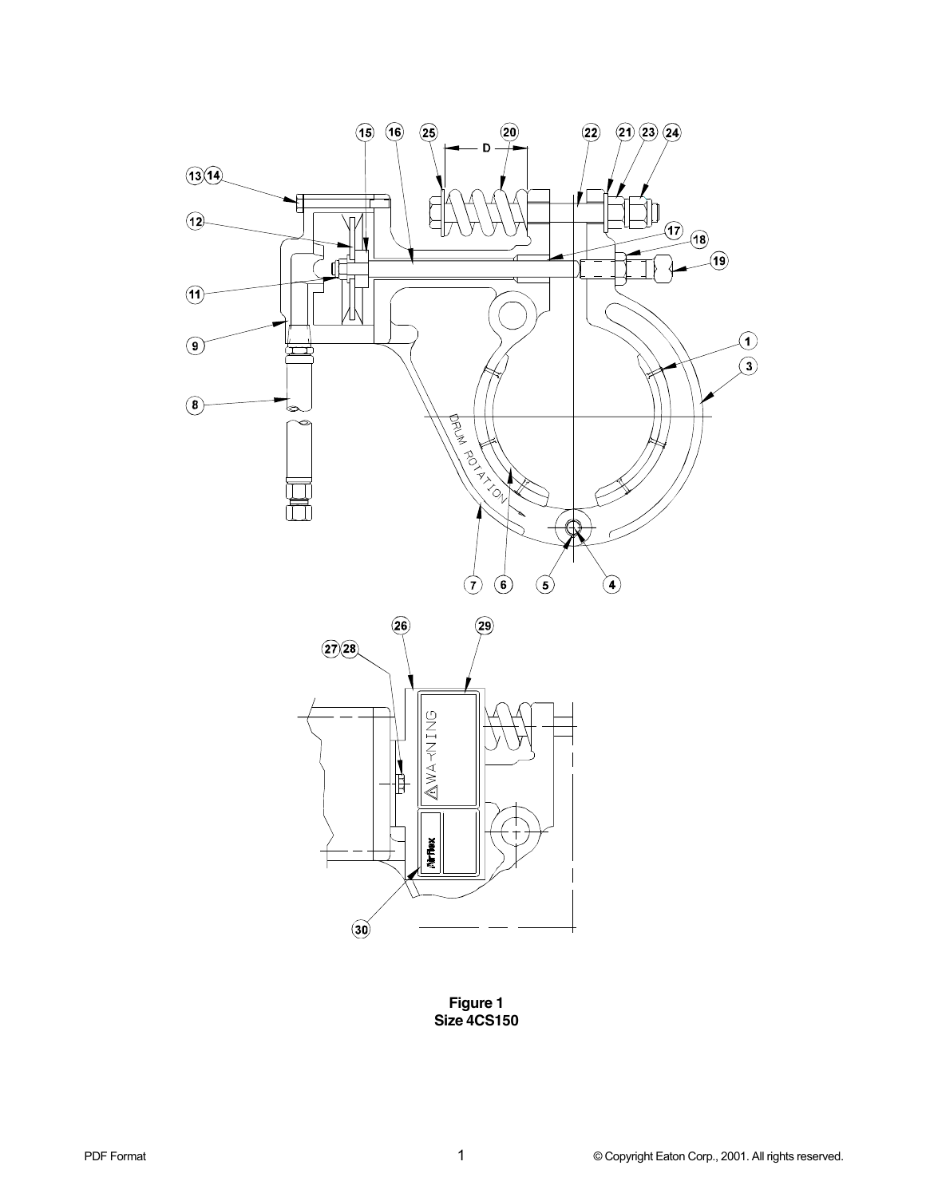**Figure 1**
**Size 4CS150**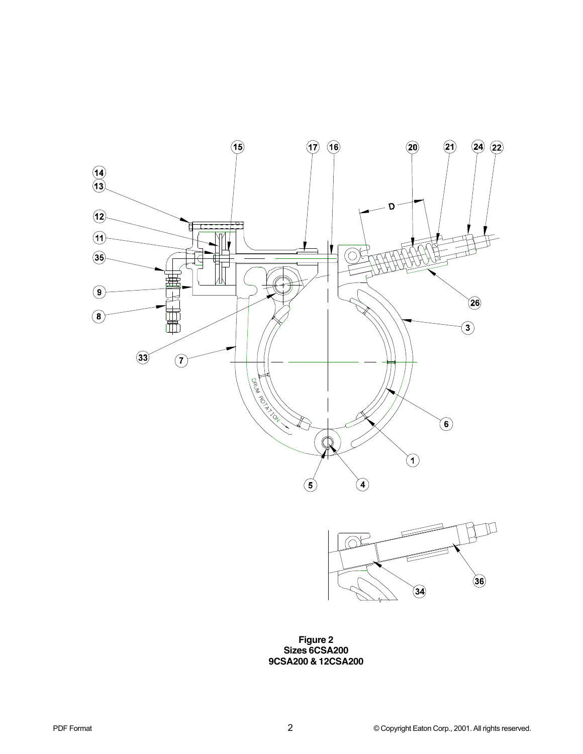**Figure 2**
**Sizes 6CSA200**
**9CSA200 & 12CSA200**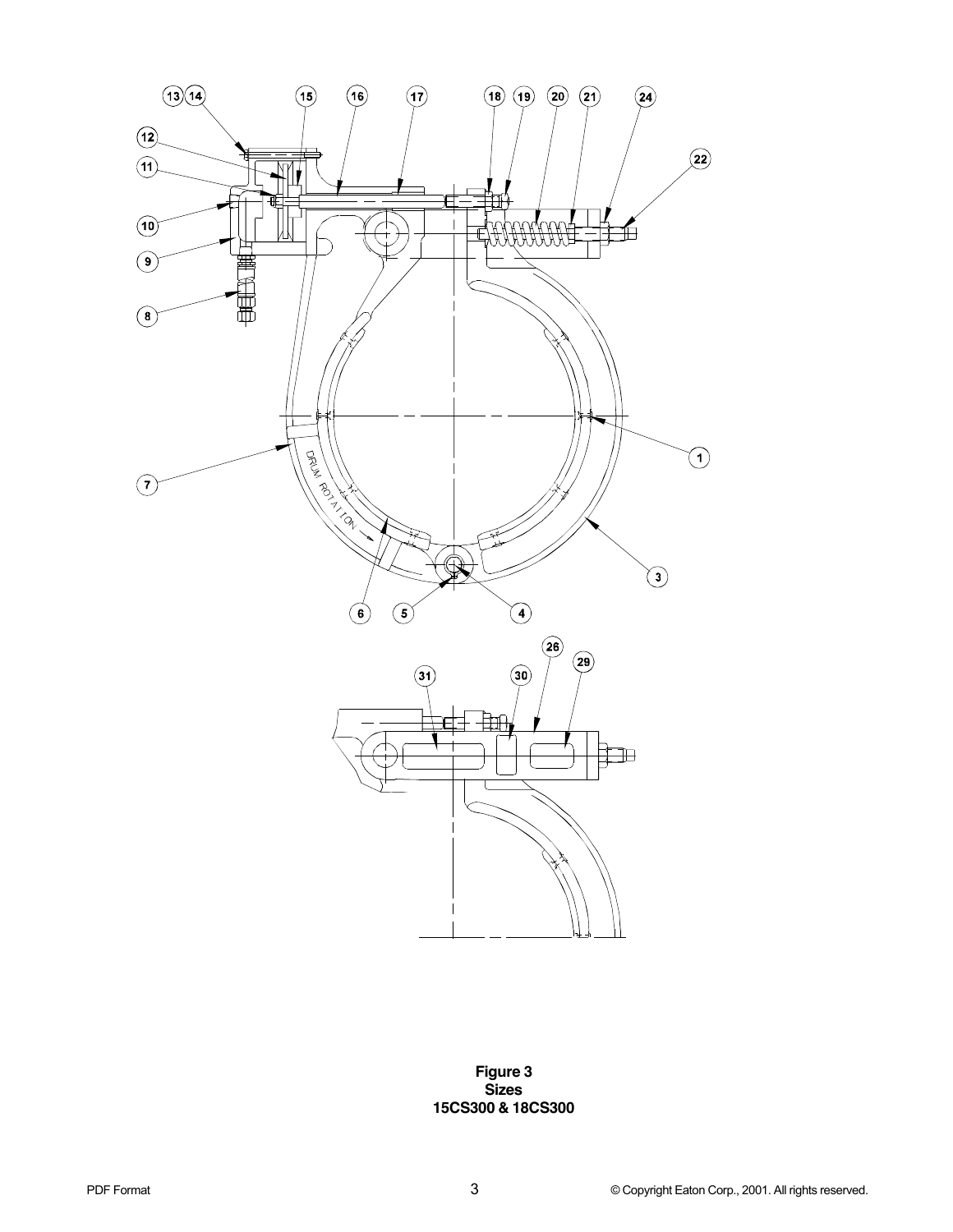**Figure 3**
**Sizes**
**15CS300 & 18CS300**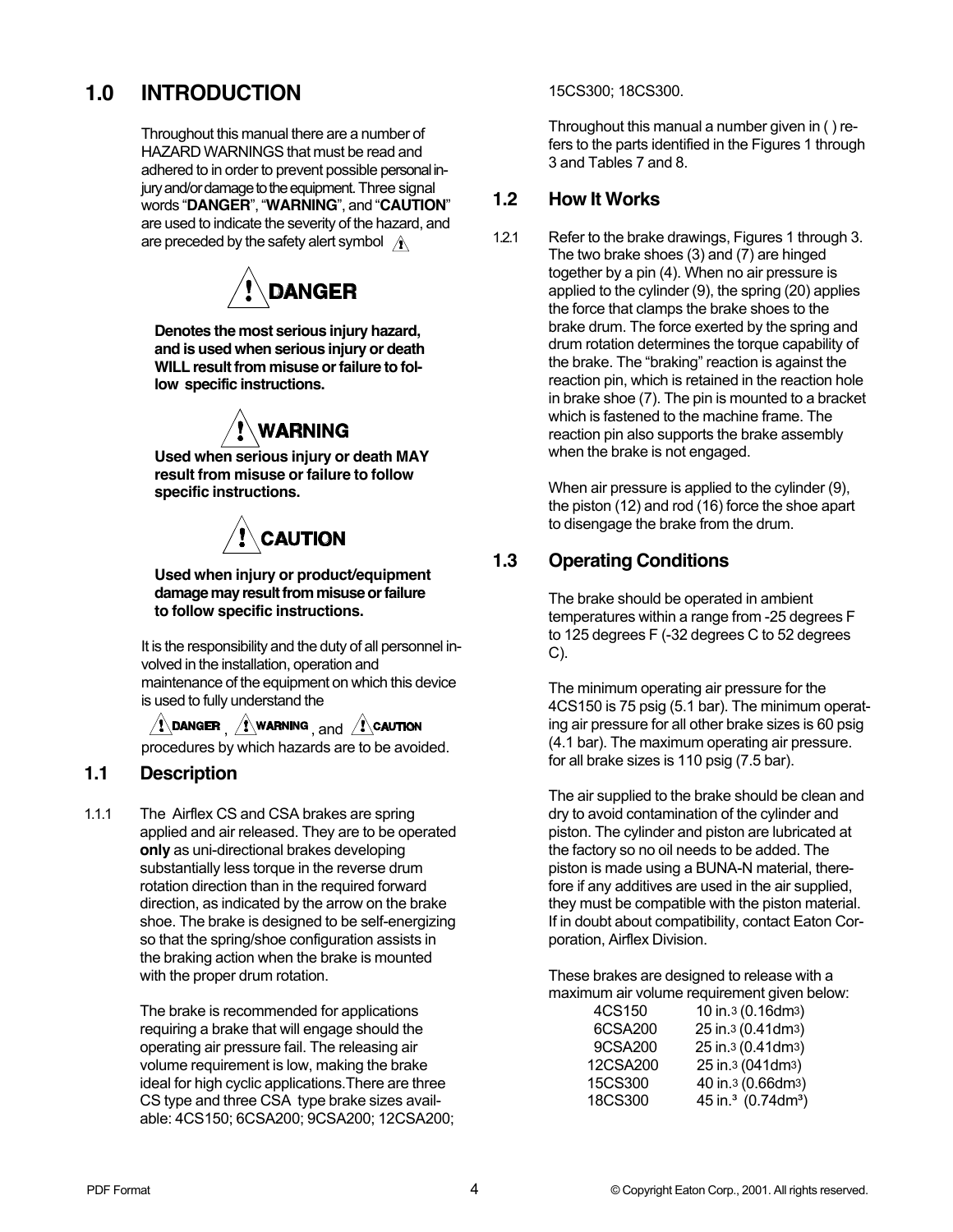# 1.0 INTRODUCTION

Throughout this manual there are a number of HAZARD WARNINGS that must be read and adhered to in order to prevent possible personal injury and/or damage to the equipment. Three signal words "**DANGER**", "**WARNING**", and "**CAUTION**" are used to indicate the severity of the hazard, and are preceded by the safety alert symbol ⚠

**⚠ DANGER**

**Denotes the most serious injury hazard, and is used when serious injury or death WILL result from misuse or failure to follow specific instructions.**

**⚠ WARNING**

**Used when serious injury or death MAY result from misuse or failure to follow specific instructions.**

**⚠ CAUTION**

**Used when injury or product/equipment damage may result from misuse or failure to follow specific instructions.**

It is the responsibility and the duty of all personnel involved in the installation, operation and maintenance of the equipment on which this device is used to fully understand the

⚠ DANGER, ⚠ WARNING, and ⚠ CAUTION procedures by which hazards are to be avoided.

## 1.1 Description

1.1.1 The Airflex CS and CSA brakes are spring applied and air released. They are to be operated **only** as uni-directional brakes developing substantially less torque in the reverse drum rotation direction than in the required forward direction, as indicated by the arrow on the brake shoe. The brake is designed to be self-energizing so that the spring/shoe configuration assists in the braking action when the brake is mounted with the proper drum rotation.

The brake is recommended for applications requiring a brake that will engage should the operating air pressure fail. The releasing air volume requirement is low, making the brake ideal for high cyclic applications.There are three CS type and three CSA type brake sizes available: 4CS150; 6CSA200; 9CSA200; 12CSA200; 15CS300; 18CS300.

Throughout this manual a number given in ( ) refers to the parts identified in the Figures 1 through 3 and Tables 7 and 8.

## 1.2 How It Works

1.2.1 Refer to the brake drawings, Figures 1 through 3. The two brake shoes (3) and (7) are hinged together by a pin (4). When no air pressure is applied to the cylinder (9), the spring (20) applies the force that clamps the brake shoes to the brake drum. The force exerted by the spring and drum rotation determines the torque capability of the brake. The "braking" reaction is against the reaction pin, which is retained in the reaction hole in brake shoe (7). The pin is mounted to a bracket which is fastened to the machine frame. The reaction pin also supports the brake assembly when the brake is not engaged.

When air pressure is applied to the cylinder (9), the piston (12) and rod (16) force the shoe apart to disengage the brake from the drum.

## 1.3 Operating Conditions

The brake should be operated in ambient temperatures within a range from -25 degrees F to 125 degrees F (-32 degrees C to 52 degrees C).

The minimum operating air pressure for the 4CS150 is 75 psig (5.1 bar). The minimum operating air pressure for all other brake sizes is 60 psig (4.1 bar). The maximum operating air pressure. for all brake sizes is 110 psig (7.5 bar).

The air supplied to the brake should be clean and dry to avoid contamination of the cylinder and piston. The cylinder and piston are lubricated at the factory so no oil needs to be added. The piston is made using a BUNA-N material, therefore if any additives are used in the air supplied, they must be compatible with the piston material. If in doubt about compatibility, contact Eaton Corporation, Airflex Division.

These brakes are designed to release with a maximum air volume requirement given below:

| | |
|---|---|
| 4CS150 | 10 in.$^3$ (0.16dm$^3$) |
| 6CSA200 | 25 in.$^3$ (0.41dm$^3$) |
| 9CSA200 | 25 in.$^3$ (0.41dm$^3$) |
| 12CSA200 | 25 in.$^3$ (041dm$^3$) |
| 15CS300 | 40 in.$^3$ (0.66dm$^3$) |
| 18CS300 | 45 in.$^3$ (0.74dm$^3$) |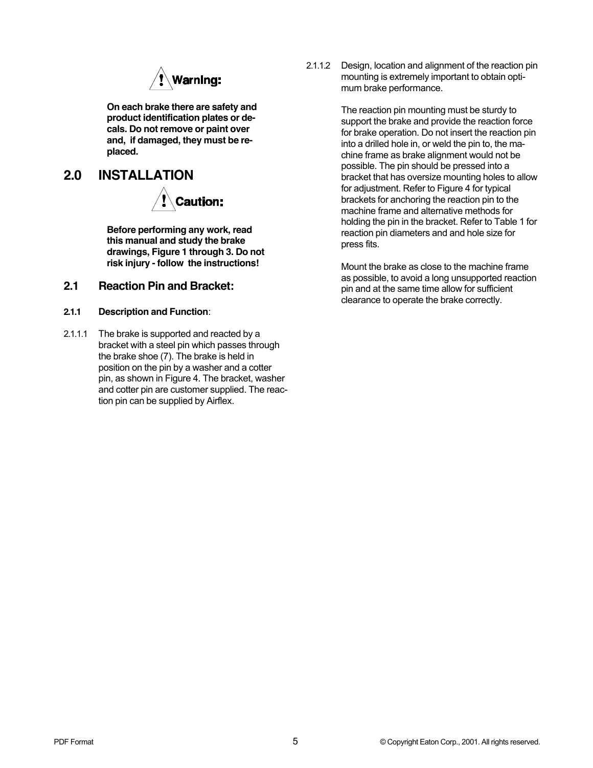**Warning:**

**On each brake there are safety and product identification plates or decals. Do not remove or paint over and, if damaged, they must be replaced.**

# 2.0 INSTALLATION

**Caution:**

**Before performing any work, read this manual and study the brake drawings, Figure 1 through 3. Do not risk injury - follow the instructions!**

## 2.1 Reaction Pin and Bracket:

### 2.1.1 Description and Function:

2.1.1.1 The brake is supported and reacted by a bracket with a steel pin which passes through the brake shoe (7). The brake is held in position on the pin by a washer and a cotter pin, as shown in Figure 4. The bracket, washer and cotter pin are customer supplied. The reaction pin can be supplied by Airflex.

2.1.1.2 Design, location and alignment of the reaction pin mounting is extremely important to obtain optimum brake performance.

The reaction pin mounting must be sturdy to support the brake and provide the reaction force for brake operation. Do not insert the reaction pin into a drilled hole in, or weld the pin to, the machine frame as brake alignment would not be possible. The pin should be pressed into a bracket that has oversize mounting holes to allow for adjustment. Refer to Figure 4 for typical brackets for anchoring the reaction pin to the machine frame and alternative methods for holding the pin in the bracket. Refer to Table 1 for reaction pin diameters and and hole size for press fits.

Mount the brake as close to the machine frame as possible, to avoid a long unsupported reaction pin and at the same time allow for sufficient clearance to operate the brake correctly.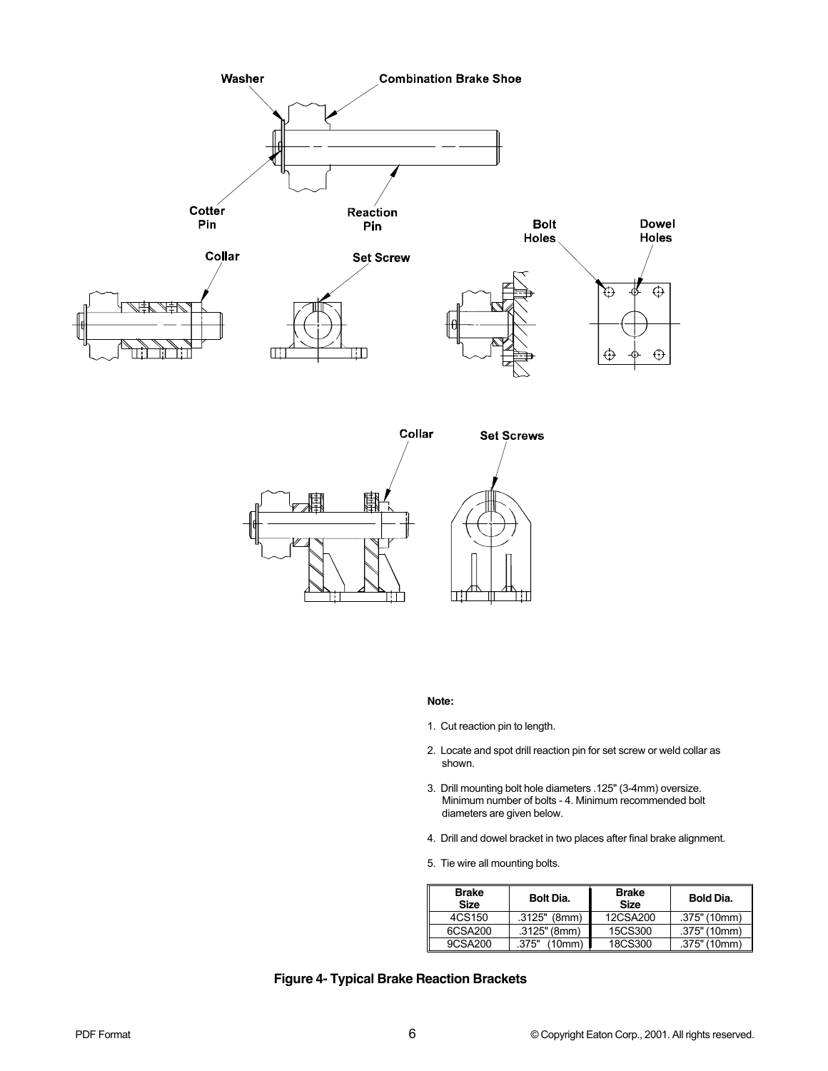Washer

Combination Brake Shoe

Cotter Pin

Reaction Pin

Bolt Holes

Dowel Holes

Collar

Set Screw

Collar

Set Screws

**Note:**

1. Cut reaction pin to length.
2. Locate and spot drill reaction pin for set screw or weld collar as shown.
3. Drill mounting bolt hole diameters .125" (3-4mm) oversize. Minimum number of bolts - 4. Minimum recommended bolt diameters are given below.
4. Drill and dowel bracket in two places after final brake alignment.
5. Tie wire all mounting bolts.

| Brake Size | Bolt Dia. | Brake Size | Bold Dia. |
|---|---|---|---|
| 4CS150 | .3125" (8mm) | 12CSA200 | .375" (10mm) |
| 6CSA200 | .3125" (8mm) | 15CS300 | .375" (10mm) |
| 9CSA200 | .375" (10mm) | 18CS300 | .375" (10mm) |

**Figure 4- Typical Brake Reaction Brackets**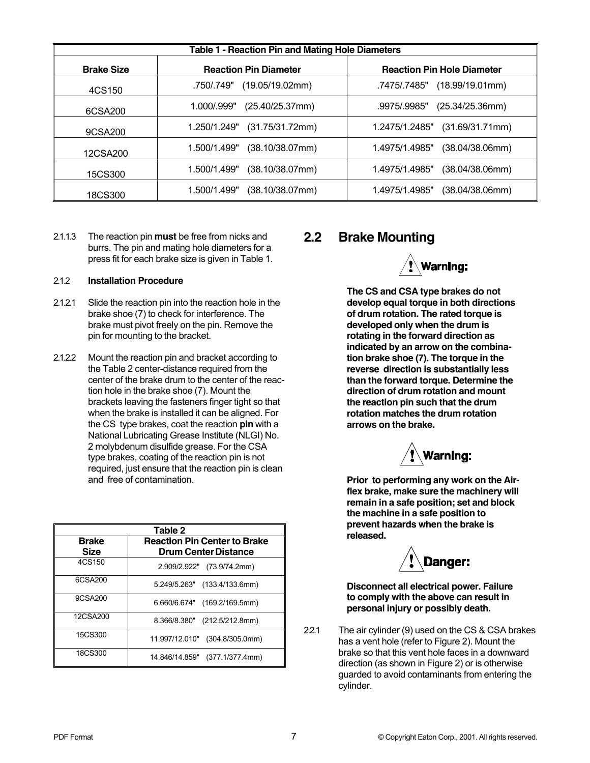| Table 1 - Reaction Pin and Mating Hole Diameters | | |
|---|---|---|
| **Brake Size** | **Reaction Pin Diameter** | **Reaction Pin Hole Diameter** |
| 4CS150 | .750/.749" (19.05/19.02mm) | .7475/.7485" (18.99/19.01mm) |
| 6CSA200 | 1.000/.999" (25.40/25.37mm) | .9975/.9985" (25.34/25.36mm) |
| 9CSA200 | 1.250/1.249" (31.75/31.72mm) | 1.2475/1.2485" (31.69/31.71mm) |
| 12CSA200 | 1.500/1.499" (38.10/38.07mm) | 1.4975/1.4985" (38.04/38.06mm) |
| 15CS300 | 1.500/1.499" (38.10/38.07mm) | 1.4975/1.4985" (38.04/38.06mm) |
| 18CS300 | 1.500/1.499" (38.10/38.07mm) | 1.4975/1.4985" (38.04/38.06mm) |

2.1.1.3 The reaction pin **must** be free from nicks and burrs. The pin and mating hole diameters for a press fit for each brake size is given in Table 1.

2.1.2 **Installation Procedure**

2.1.2.1 Slide the reaction pin into the reaction hole in the brake shoe (7) to check for interference. The brake must pivot freely on the pin. Remove the pin for mounting to the bracket.

2.1.2.2 Mount the reaction pin and bracket according to the Table 2 center-distance required from the center of the brake drum to the center of the reaction hole in the brake shoe (7). Mount the brackets leaving the fasteners finger tight so that when the brake is installed it can be aligned. For the CS type brakes, coat the reaction **pin** with a National Lubricating Grease Institute (NLGI) No. 2 molybdenum disulfide grease. For the CSA type brakes, coating of the reaction pin is not required, just ensure that the reaction pin is clean and free of contamination.

| Table 2 | |
|---|---|
| **Brake Size** | **Reaction Pin Center to Brake Drum Center Distance** |
| 4CS150 | 2.909/2.922" (73.9/74.2mm) |
| 6CSA200 | 5.249/5.263" (133.4/133.6mm) |
| 9CSA200 | 6.660/6.674" (169.2/169.5mm) |
| 12CSA200 | 8.366/8.380" (212.5/212.8mm) |
| 15CS300 | 11.997/12.010" (304.8/305.0mm) |
| 18CS300 | 14.846/14.859" (377.1/377.4mm) |

## 2.2 Brake Mounting

**Warning:**

**The CS and CSA type brakes do not develop equal torque in both directions of drum rotation. The rated torque is developed only when the drum is rotating in the forward direction as indicated by an arrow on the combination brake shoe (7). The torque in the reverse direction is substantially less than the forward torque. Determine the direction of drum rotation and mount the reaction pin such that the drum rotation matches the drum rotation arrows on the brake.**

**Warning:**

**Prior to performing any work on the Airflex brake, make sure the machinery will remain in a safe position; set and block the machine in a safe position to prevent hazards when the brake is released.**

**Danger:**

**Disconnect all electrical power. Failure to comply with the above can result in personal injury or possibly death.**

2.2.1 The air cylinder (9) used on the CS & CSA brakes has a vent hole (refer to Figure 2). Mount the brake so that this vent hole faces in a downward direction (as shown in Figure 2) or is otherwise guarded to avoid contaminants from entering the cylinder.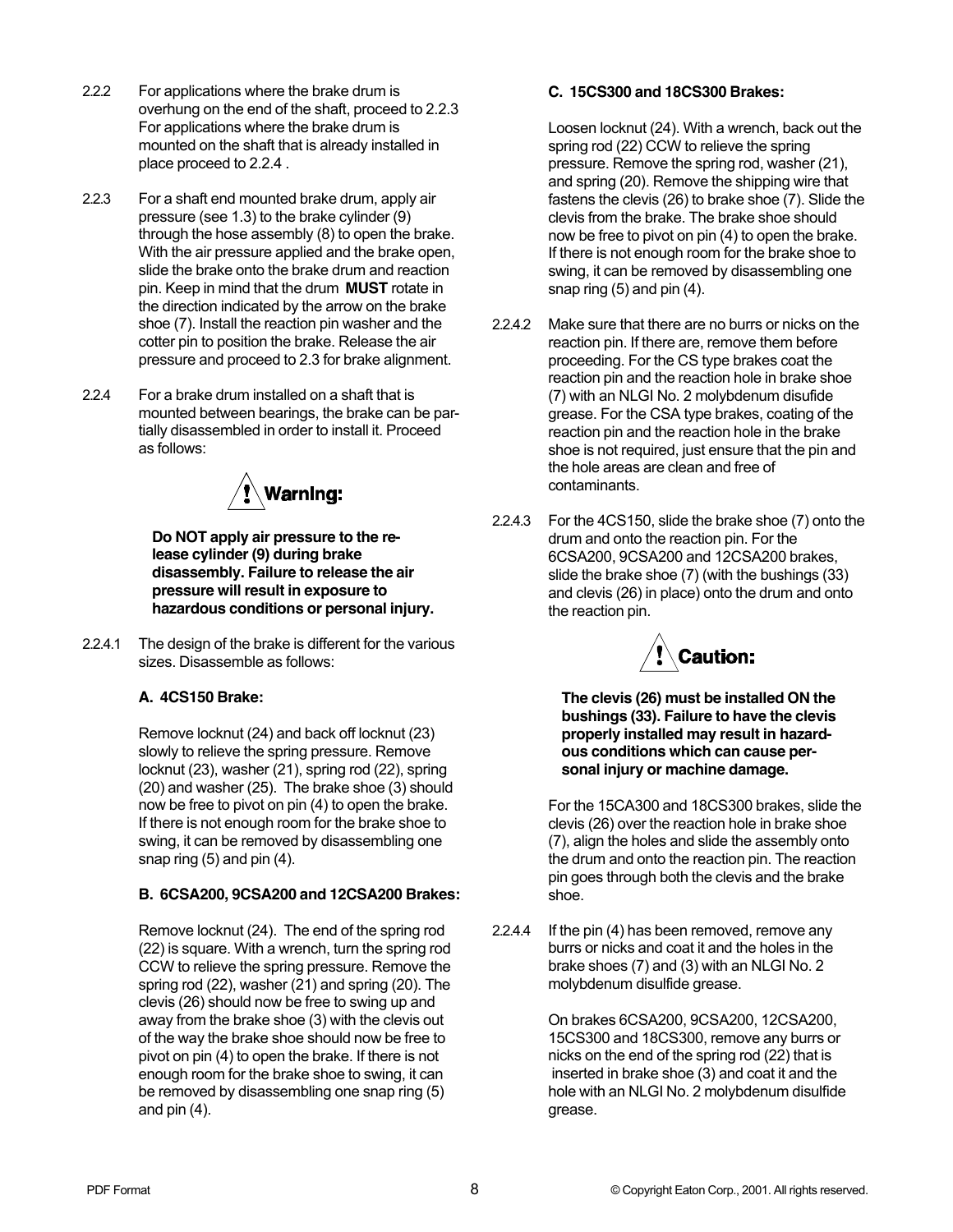2.2.2 For applications where the brake drum is overhung on the end of the shaft, proceed to 2.2.3 For applications where the brake drum is mounted on the shaft that is already installed in place proceed to 2.2.4 .

2.2.3 For a shaft end mounted brake drum, apply air pressure (see 1.3) to the brake cylinder (9) through the hose assembly (8) to open the brake. With the air pressure applied and the brake open, slide the brake onto the brake drum and reaction pin. Keep in mind that the drum **MUST** rotate in the direction indicated by the arrow on the brake shoe (7). Install the reaction pin washer and the cotter pin to position the brake. Release the air pressure and proceed to 2.3 for brake alignment.

2.2.4 For a brake drum installed on a shaft that is mounted between bearings, the brake can be partially disassembled in order to install it. Proceed as follows:

**Warning:**

**Do NOT apply air pressure to the release cylinder (9) during brake disassembly. Failure to release the air pressure will result in exposure to hazardous conditions or personal injury.**

2.2.4.1 The design of the brake is different for the various sizes. Disassemble as follows:

**A. 4CS150 Brake:**

Remove locknut (24) and back off locknut (23) slowly to relieve the spring pressure. Remove locknut (23), washer (21), spring rod (22), spring (20) and washer (25). The brake shoe (3) should now be free to pivot on pin (4) to open the brake. If there is not enough room for the brake shoe to swing, it can be removed by disassembling one snap ring (5) and pin (4).

**B. 6CSA200, 9CSA200 and 12CSA200 Brakes:**

Remove locknut (24). The end of the spring rod (22) is square. With a wrench, turn the spring rod CCW to relieve the spring pressure. Remove the spring rod (22), washer (21) and spring (20). The clevis (26) should now be free to swing up and away from the brake shoe (3) with the clevis out of the way the brake shoe should now be free to pivot on pin (4) to open the brake. If there is not enough room for the brake shoe to swing, it can be removed by disassembling one snap ring (5) and pin (4).

**C. 15CS300 and 18CS300 Brakes:**

Loosen locknut (24). With a wrench, back out the spring rod (22) CCW to relieve the spring pressure. Remove the spring rod, washer (21), and spring (20). Remove the shipping wire that fastens the clevis (26) to brake shoe (7). Slide the clevis from the brake. The brake shoe should now be free to pivot on pin (4) to open the brake. If there is not enough room for the brake shoe to swing, it can be removed by disassembling one snap ring (5) and pin (4).

2.2.4.2 Make sure that there are no burrs or nicks on the reaction pin. If there are, remove them before proceeding. For the CS type brakes coat the reaction pin and the reaction hole in brake shoe (7) with an NLGI No. 2 molybdenum disufide grease. For the CSA type brakes, coating of the reaction pin and the reaction hole in the brake shoe is not required, just ensure that the pin and the hole areas are clean and free of contaminants.

2.2.4.3 For the 4CS150, slide the brake shoe (7) onto the drum and onto the reaction pin. For the 6CSA200, 9CSA200 and 12CSA200 brakes, slide the brake shoe (7) (with the bushings (33) and clevis (26) in place) onto the drum and onto the reaction pin.

**Caution:**

**The clevis (26) must be installed ON the bushings (33). Failure to have the clevis properly installed may result in hazardous conditions which can cause personal injury or machine damage.**

For the 15CA300 and 18CS300 brakes, slide the clevis (26) over the reaction hole in brake shoe (7), align the holes and slide the assembly onto the drum and onto the reaction pin. The reaction pin goes through both the clevis and the brake shoe.

2.2.4.4 If the pin (4) has been removed, remove any burrs or nicks and coat it and the holes in the brake shoes (7) and (3) with an NLGI No. 2 molybdenum disulfide grease.

On brakes 6CSA200, 9CSA200, 12CSA200, 15CS300 and 18CS300, remove any burrs or nicks on the end of the spring rod (22) that is inserted in brake shoe (3) and coat it and the hole with an NLGI No. 2 molybdenum disulfide grease.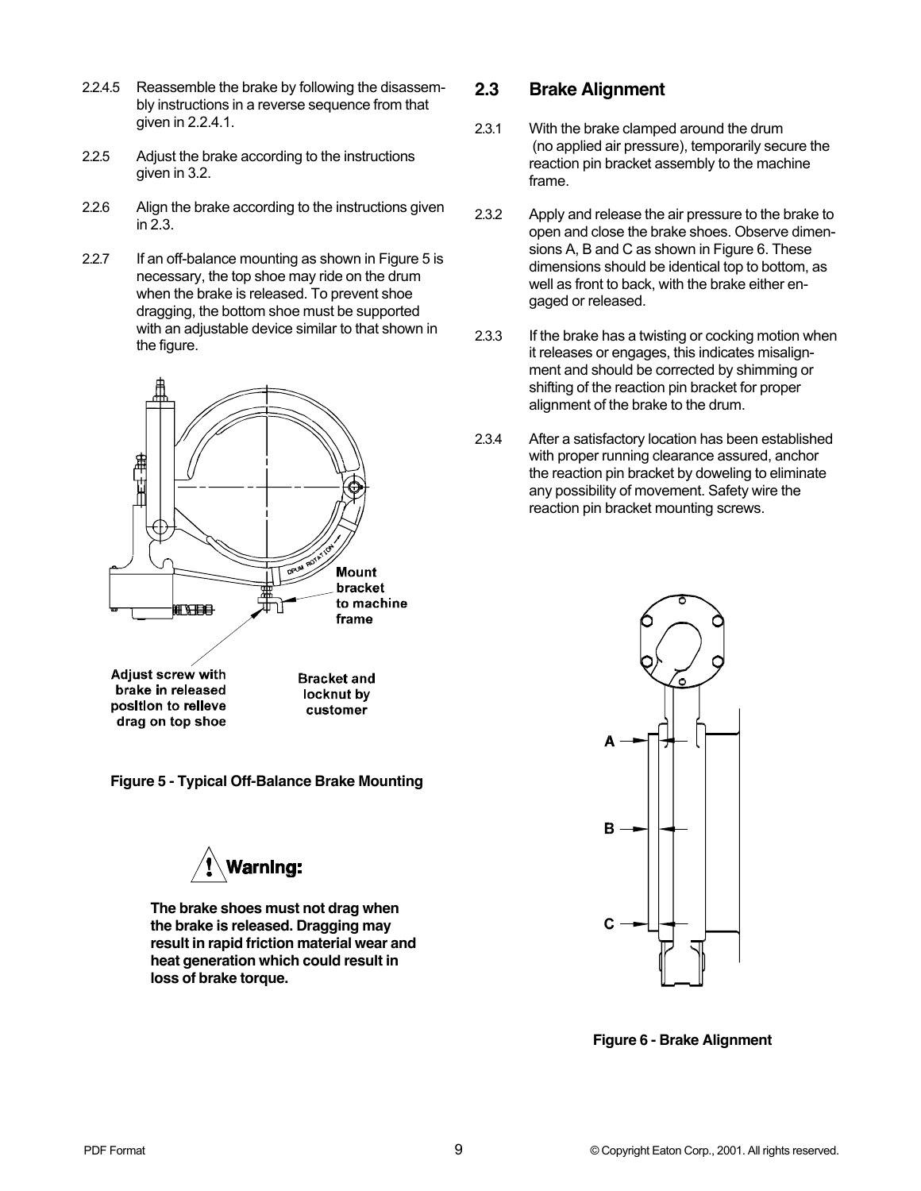2.2.4.5 Reassemble the brake by following the disassembly instructions in a reverse sequence from that given in 2.2.4.1.

2.2.5 Adjust the brake according to the instructions given in 3.2.

2.2.6 Align the brake according to the instructions given in 2.3.

2.2.7 If an off-balance mounting as shown in Figure 5 is necessary, the top shoe may ride on the drum when the brake is released. To prevent shoe dragging, the bottom shoe must be supported with an adjustable device similar to that shown in the figure.

Mount bracket to machine frame

Adjust screw with brake in released position to relieve drag on top shoe

Bracket and locknut by customer

**Figure 5 - Typical Off-Balance Brake Mounting**

> **Warning:**
>
> **The brake shoes must not drag when the brake is released. Dragging may result in rapid friction material wear and heat generation which could result in loss of brake torque.**

## 2.3 Brake Alignment

2.3.1 With the brake clamped around the drum (no applied air pressure), temporarily secure the reaction pin bracket assembly to the machine frame.

2.3.2 Apply and release the air pressure to the brake to open and close the brake shoes. Observe dimensions A, B and C as shown in Figure 6. These dimensions should be identical top to bottom, as well as front to back, with the brake either engaged or released.

2.3.3 If the brake has a twisting or cocking motion when it releases or engages, this indicates misalignment and should be corrected by shimming or shifting of the reaction pin bracket for proper alignment of the brake to the drum.

2.3.4 After a satisfactory location has been established with proper running clearance assured, anchor the reaction pin bracket by doweling to eliminate any possibility of movement. Safety wire the reaction pin bracket mounting screws.

A

B

C

**Figure 6 - Brake Alignment**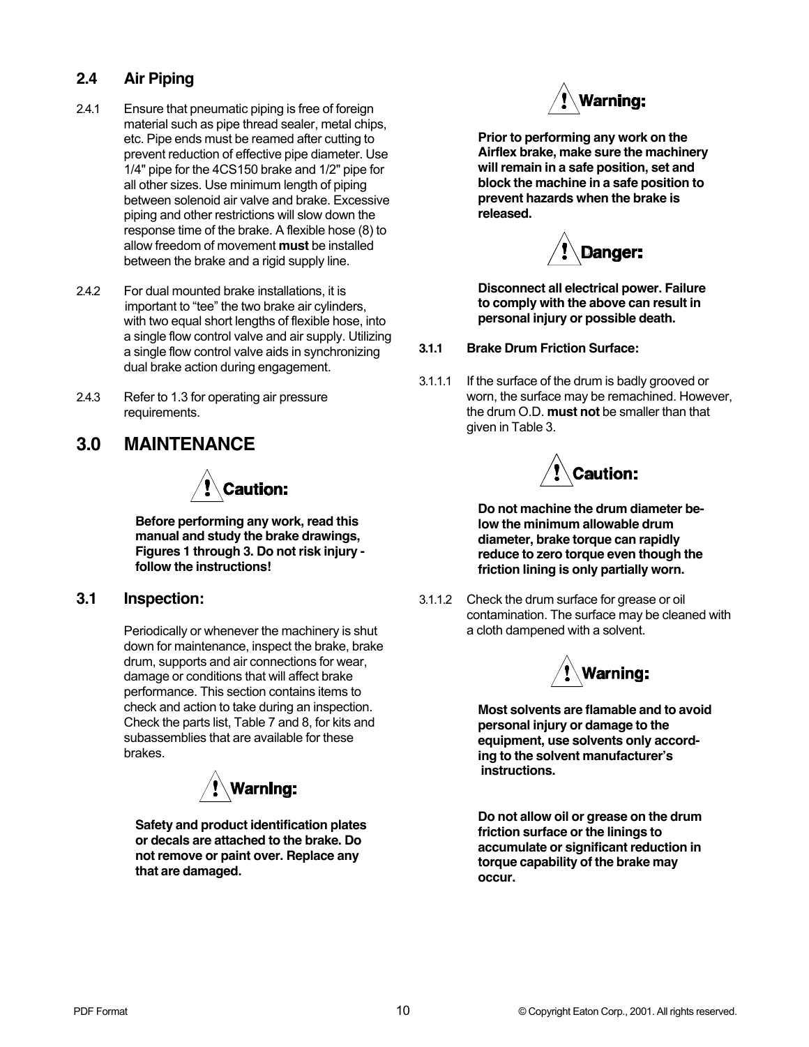## 2.4 Air Piping

2.4.1 Ensure that pneumatic piping is free of foreign material such as pipe thread sealer, metal chips, etc. Pipe ends must be reamed after cutting to prevent reduction of effective pipe diameter. Use 1/4" pipe for the 4CS150 brake and 1/2" pipe for all other sizes. Use minimum length of piping between solenoid air valve and brake. Excessive piping and other restrictions will slow down the response time of the brake. A flexible hose (8) to allow freedom of movement **must** be installed between the brake and a rigid supply line.

2.4.2 For dual mounted brake installations, it is important to "tee" the two brake air cylinders, with two equal short lengths of flexible hose, into a single flow control valve and air supply. Utilizing a single flow control valve aids in synchronizing dual brake action during engagement.

2.4.3 Refer to 1.3 for operating air pressure requirements.

# 3.0 MAINTENANCE

**Caution:**

**Before performing any work, read this manual and study the brake drawings, Figures 1 through 3. Do not risk injury - follow the instructions!**

## 3.1 Inspection:

Periodically or whenever the machinery is shut down for maintenance, inspect the brake, brake drum, supports and air connections for wear, damage or conditions that will affect brake performance. This section contains items to check and action to take during an inspection. Check the parts list, Table 7 and 8, for kits and subassemblies that are available for these brakes.

**Warning:**

**Safety and product identification plates or decals are attached to the brake. Do not remove or paint over. Replace any that are damaged.**

**Warning:**

**Prior to performing any work on the Airflex brake, make sure the machinery will remain in a safe position, set and block the machine in a safe position to prevent hazards when the brake is released.**

**Danger:**

**Disconnect all electrical power. Failure to comply with the above can result in personal injury or possible death.**

### 3.1.1 Brake Drum Friction Surface:

3.1.1.1 If the surface of the drum is badly grooved or worn, the surface may be remachined. However, the drum O.D. **must not** be smaller than that given in Table 3.

**Caution:**

**Do not machine the drum diameter below the minimum allowable drum diameter, brake torque can rapidly reduce to zero torque even though the friction lining is only partially worn.**

3.1.1.2 Check the drum surface for grease or oil contamination. The surface may be cleaned with a cloth dampened with a solvent.

**Warning:**

**Most solvents are flamable and to avoid personal injury or damage to the equipment, use solvents only according to the solvent manufacturer's instructions.**

**Do not allow oil or grease on the drum friction surface or the linings to accumulate or significant reduction in torque capability of the brake may occur.**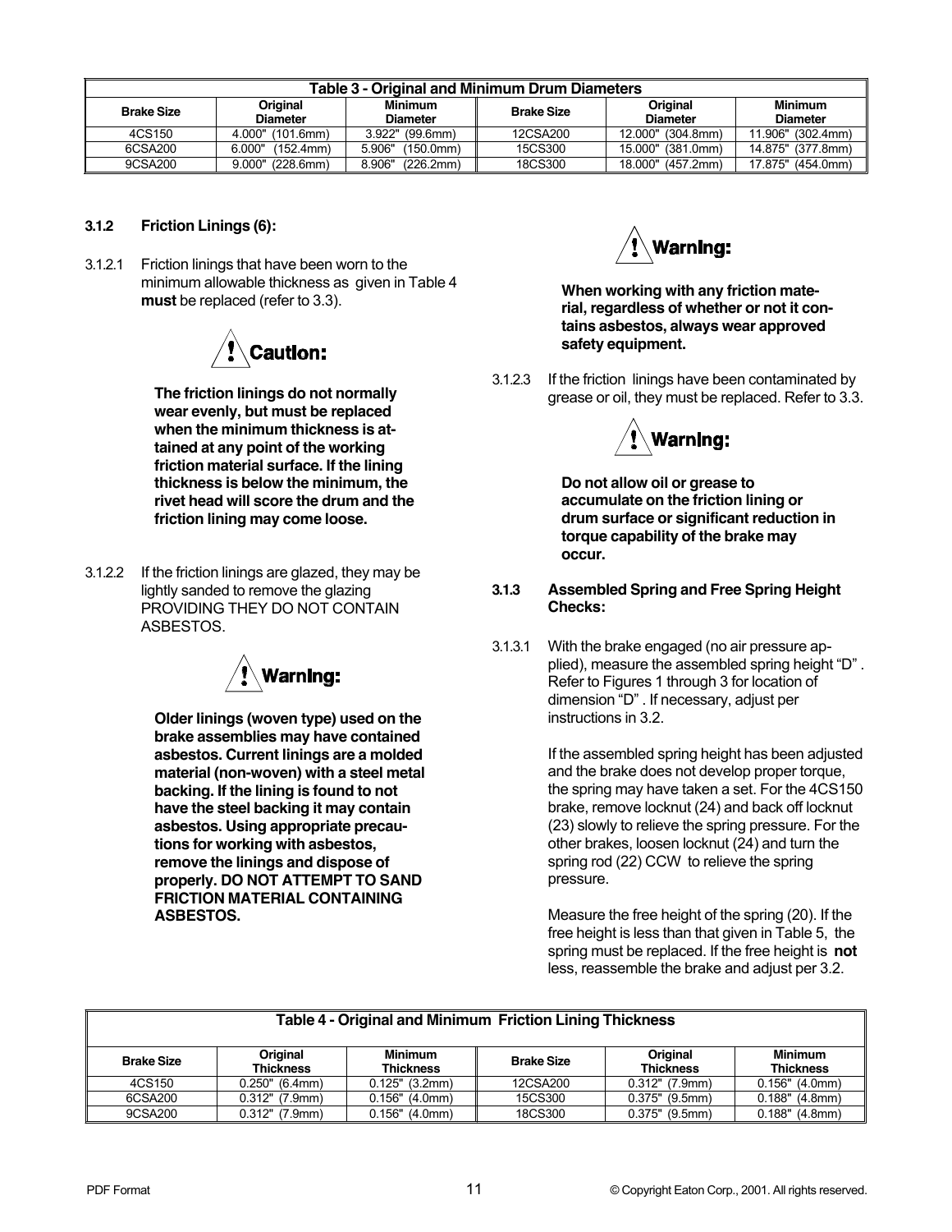| Table 3 - Original and Minimum Drum Diameters | | | | | |
|---|---|---|---|---|---|
| **Brake Size** | **Original Diameter** | **Minimum Diameter** | **Brake Size** | **Original Diameter** | **Minimum Diameter** |
| 4CS150 | 4.000" (101.6mm) | 3.922" (99.6mm) | 12CSA200 | 12.000" (304.8mm) | 11.906" (302.4mm) |
| 6CSA200 | 6.000" (152.4mm) | 5.906" (150.0mm) | 15CS300 | 15.000" (381.0mm) | 14.875" (377.8mm) |
| 9CSA200 | 9.000" (228.6mm) | 8.906" (226.2mm) | 18CS300 | 18.000" (457.2mm) | 17.875" (454.0mm) |

### 3.1.2 Friction Linings (6):

3.1.2.1 Friction linings that have been worn to the minimum allowable thickness as given in Table 4 **must** be replaced (refer to 3.3).

**Caution:**

**The friction linings do not normally wear evenly, but must be replaced when the minimum thickness is attained at any point of the working friction material surface. If the lining thickness is below the minimum, the rivet head will score the drum and the friction lining may come loose.**

3.1.2.2 If the friction linings are glazed, they may be lightly sanded to remove the glazing PROVIDING THEY DO NOT CONTAIN ASBESTOS.

**Warning:**

**Older linings (woven type) used on the brake assemblies may have contained asbestos. Current linings are a molded material (non-woven) with a steel metal backing. If the lining is found to not have the steel backing it may contain asbestos. Using appropriate precautions for working with asbestos, remove the linings and dispose of properly. DO NOT ATTEMPT TO SAND FRICTION MATERIAL CONTAINING ASBESTOS.**

**Warning:**

**When working with any friction material, regardless of whether or not it contains asbestos, always wear approved safety equipment.**

3.1.2.3 If the friction linings have been contaminated by grease or oil, they must be replaced. Refer to 3.3.

**Warning:**

**Do not allow oil or grease to accumulate on the friction lining or drum surface or significant reduction in torque capability of the brake may occur.**

### 3.1.3 Assembled Spring and Free Spring Height Checks:

3.1.3.1 With the brake engaged (no air pressure applied), measure the assembled spring height "D". Refer to Figures 1 through 3 for location of dimension "D". If necessary, adjust per instructions in 3.2.

If the assembled spring height has been adjusted and the brake does not develop proper torque, the spring may have taken a set. For the 4CS150 brake, remove locknut (24) and back off locknut (23) slowly to relieve the spring pressure. For the other brakes, loosen locknut (24) and turn the spring rod (22) CCW to relieve the spring pressure.

Measure the free height of the spring (20). If the free height is less than that given in Table 5, the spring must be replaced. If the free height is **not** less, reassemble the brake and adjust per 3.2.

| Table 4 - Original and Minimum Friction Lining Thickness | | | | | |
|---|---|---|---|---|---|
| **Brake Size** | **Original Thickness** | **Minimum Thickness** | **Brake Size** | **Original Thickness** | **Minimum Thickness** |
| 4CS150 | 0.250" (6.4mm) | 0.125" (3.2mm) | 12CSA200 | 0.312" (7.9mm) | 0.156" (4.0mm) |
| 6CSA200 | 0.312" (7.9mm) | 0.156" (4.0mm) | 15CS300 | 0.375" (9.5mm) | 0.188" (4.8mm) |
| 9CSA200 | 0.312" (7.9mm) | 0.156" (4.0mm) | 18CS300 | 0.375" (9.5mm) | 0.188" (4.8mm) |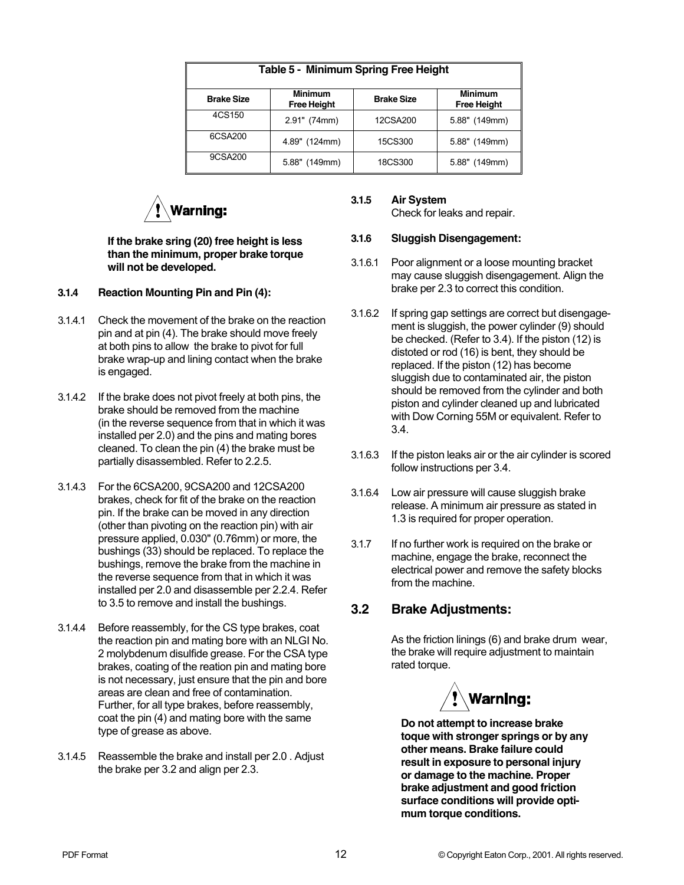| Table 5 - Minimum Spring Free Height | | | |
|---|---|---|---|
| **Brake Size** | **Minimum Free Height** | **Brake Size** | **Minimum Free Height** |
| 4CS150 | 2.91" (74mm) | 12CSA200 | 5.88" (149mm) |
| 6CSA200 | 4.89" (124mm) | 15CS300 | 5.88" (149mm) |
| 9CSA200 | 5.88" (149mm) | 18CS300 | 5.88" (149mm) |

**Warning:**

**If the brake sring (20) free height is less than the minimum, proper brake torque will not be developed.**

#### 3.1.4 Reaction Mounting Pin and Pin (4):

3.1.4.1 Check the movement of the brake on the reaction pin and at pin (4). The brake should move freely at both pins to allow the brake to pivot for full brake wrap-up and lining contact when the brake is engaged.

3.1.4.2 If the brake does not pivot freely at both pins, the brake should be removed from the machine (in the reverse sequence from that in which it was installed per 2.0) and the pins and mating bores cleaned. To clean the pin (4) the brake must be partially disassembled. Refer to 2.2.5.

3.1.4.3 For the 6CSA200, 9CSA200 and 12CSA200 brakes, check for fit of the brake on the reaction pin. If the brake can be moved in any direction (other than pivoting on the reaction pin) with air pressure applied, 0.030" (0.76mm) or more, the bushings (33) should be replaced. To replace the bushings, remove the brake from the machine in the reverse sequence from that in which it was installed per 2.0 and disassemble per 2.2.4. Refer to 3.5 to remove and install the bushings.

3.1.4.4 Before reassembly, for the CS type brakes, coat the reaction pin and mating bore with an NLGI No. 2 molybdenum disulfide grease. For the CSA type brakes, coating of the reation pin and mating bore is not necessary, just ensure that the pin and bore areas are clean and free of contamination. Further, for all type brakes, before reassembly, coat the pin (4) and mating bore with the same type of grease as above.

3.1.4.5 Reassemble the brake and install per 2.0 . Adjust the brake per 3.2 and align per 2.3.

#### 3.1.5 Air System

Check for leaks and repair.

#### 3.1.6 Sluggish Disengagement:

3.1.6.1 Poor alignment or a loose mounting bracket may cause sluggish disengagement. Align the brake per 2.3 to correct this condition.

3.1.6.2 If spring gap settings are correct but disengagement is sluggish, the power cylinder (9) should be checked. (Refer to 3.4). If the piston (12) is distoted or rod (16) is bent, they should be replaced. If the piston (12) has become sluggish due to contaminated air, the piston should be removed from the cylinder and both piston and cylinder cleaned up and lubricated with Dow Corning 55M or equivalent. Refer to 3.4.

3.1.6.3 If the piston leaks air or the air cylinder is scored follow instructions per 3.4.

3.1.6.4 Low air pressure will cause sluggish brake release. A minimum air pressure as stated in 1.3 is required for proper operation.

3.1.7 If no further work is required on the brake or machine, engage the brake, reconnect the electrical power and remove the safety blocks from the machine.

## 3.2 Brake Adjustments:

As the friction linings (6) and brake drum wear, the brake will require adjustment to maintain rated torque.

**Warning:**

**Do not attempt to increase brake toque with stronger springs or by any other means. Brake failure could result in exposure to personal injury or damage to the machine. Proper brake adjustment and good friction surface conditions will provide optimum torque conditions.**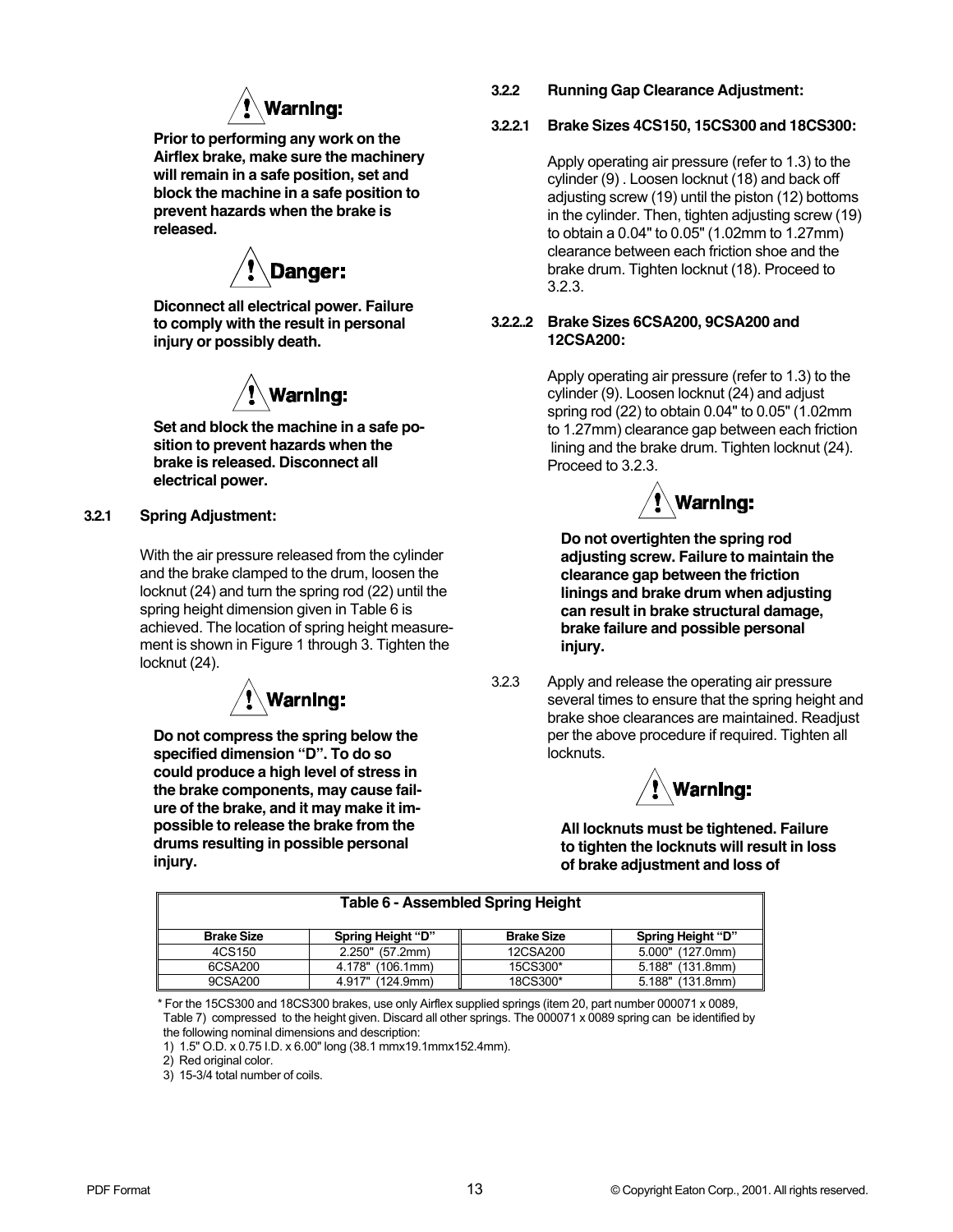**⚠ Warning:**

**Prior to performing any work on the Airflex brake, make sure the machinery will remain in a safe position, set and block the machine in a safe position to prevent hazards when the brake is released.**

**⚠ Danger:**

**Diconnect all electrical power. Failure to comply with the result in personal injury or possibly death.**

**⚠ Warning:**

**Set and block the machine in a safe position to prevent hazards when the brake is released. Disconnect all electrical power.**

### 3.2.1 Spring Adjustment:

With the air pressure released from the cylinder and the brake clamped to the drum, loosen the locknut (24) and turn the spring rod (22) until the spring height dimension given in Table 6 is achieved. The location of spring height measurement is shown in Figure 1 through 3. Tighten the locknut (24).

**⚠ Warning:**

**Do not compress the spring below the specified dimension "D". To do so could produce a high level of stress in the brake components, may cause failure of the brake, and it may make it impossible to release the brake from the drums resulting in possible personal injury.**

### 3.2.2 Running Gap Clearance Adjustment:

#### 3.2.2.1 Brake Sizes 4CS150, 15CS300 and 18CS300:

Apply operating air pressure (refer to 1.3) to the cylinder (9) . Loosen locknut (18) and back off adjusting screw (19) until the piston (12) bottoms in the cylinder. Then, tighten adjusting screw (19) to obtain a 0.04" to 0.05" (1.02mm to 1.27mm) clearance between each friction shoe and the brake drum. Tighten locknut (18). Proceed to 3.2.3.

#### 3.2.2..2 Brake Sizes 6CSA200, 9CSA200 and 12CSA200:

Apply operating air pressure (refer to 1.3) to the cylinder (9). Loosen locknut (24) and adjust spring rod (22) to obtain 0.04" to 0.05" (1.02mm to 1.27mm) clearance gap between each friction lining and the brake drum. Tighten locknut (24). Proceed to 3.2.3.

**⚠ Warning:**

**Do not overtighten the spring rod adjusting screw. Failure to maintain the clearance gap between the friction linings and brake drum when adjusting can result in brake structural damage, brake failure and possible personal injury.**

3.2.3 Apply and release the operating air pressure several times to ensure that the spring height and brake shoe clearances are maintained. Readjust per the above procedure if required. Tighten all locknuts.

**⚠ Warning:**

**All locknuts must be tightened. Failure to tighten the locknuts will result in loss of brake adjustment and loss of**

**Table 6 - Assembled Spring Height**

| Brake Size | Spring Height "D" | Brake Size | Spring Height "D" |
|---|---|---|---|
| 4CS150 | 2.250" (57.2mm) | 12CSA200 | 5.000" (127.0mm) |
| 6CSA200 | 4.178" (106.1mm) | 15CS300* | 5.188" (131.8mm) |
| 9CSA200 | 4.917" (124.9mm) | 18CS300* | 5.188" (131.8mm) |

\* For the 15CS300 and 18CS300 brakes, use only Airflex supplied springs (item 20, part number 000071 x 0089, Table 7) compressed to the height given. Discard all other springs. The 000071 x 0089 spring can be identified by the following nominal dimensions and description:

1) 1.5" O.D. x 0.75 I.D. x 6.00" long (38.1 mmx19.1mmx152.4mm).

2) Red original color.

3) 15-3/4 total number of coils.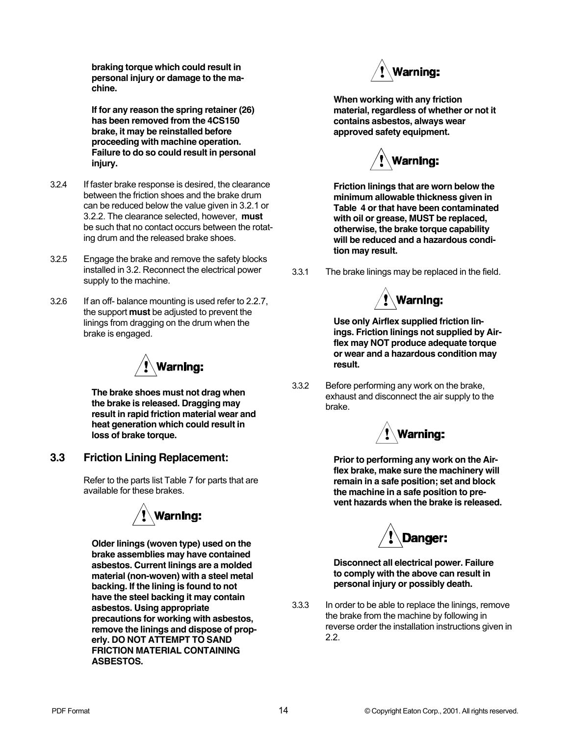**braking torque which could result in personal injury or damage to the machine.**

**If for any reason the spring retainer (26) has been removed from the 4CS150 brake, it may be reinstalled before proceeding with machine operation. Failure to do so could result in personal injury.**

3.2.4 If faster brake response is desired, the clearance between the friction shoes and the brake drum can be reduced below the value given in 3.2.1 or 3.2.2. The clearance selected, however, **must** be such that no contact occurs between the rotating drum and the released brake shoes.

3.2.5 Engage the brake and remove the safety blocks installed in 3.2. Reconnect the electrical power supply to the machine.

3.2.6 If an off- balance mounting is used refer to 2.2.7, the support **must** be adjusted to prevent the linings from dragging on the drum when the brake is engaged.

**Warning:**

**The brake shoes must not drag when the brake is released. Dragging may result in rapid friction material wear and heat generation which could result in loss of brake torque.**

## 3.3 Friction Lining Replacement:

Refer to the parts list Table 7 for parts that are available for these brakes.

**Warning:**

**Older linings (woven type) used on the brake assemblies may have contained asbestos. Current linings are a molded material (non-woven) with a steel metal backing. If the lining is found to not have the steel backing it may contain asbestos. Using appropriate precautions for working with asbestos, remove the linings and dispose of properly. DO NOT ATTEMPT TO SAND FRICTION MATERIAL CONTAINING ASBESTOS.**

**Warning:**

**When working with any friction material, regardless of whether or not it contains asbestos, always wear approved safety equipment.**

**Warning:**

**Friction linings that are worn below the minimum allowable thickness given in Table 4 or that have been contaminated with oil or grease, MUST be replaced, otherwise, the brake torque capability will be reduced and a hazardous condition may result.**

3.3.1 The brake linings may be replaced in the field.

**Warning:**

**Use only Airflex supplied friction linings. Friction linings not supplied by Airflex may NOT produce adequate torque or wear and a hazardous condition may result.**

3.3.2 Before performing any work on the brake, exhaust and disconnect the air supply to the brake.

**Warning:**

**Prior to performing any work on the Airflex brake, make sure the machinery will remain in a safe position; set and block the machine in a safe position to prevent hazards when the brake is released.**

**Danger:**

**Disconnect all electrical power. Failure to comply with the above can result in personal injury or possibly death.**

3.3.3 In order to be able to replace the linings, remove the brake from the machine by following in reverse order the installation instructions given in 2.2.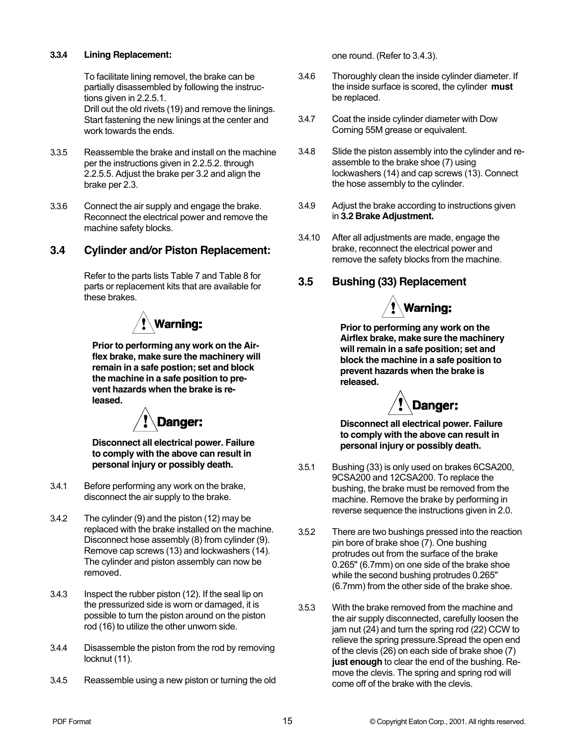**3.3.4 Lining Replacement:**

To facilitate lining removel, the brake can be partially disassembled by following the instructions given in 2.2.5.1.
Drill out the old rivets (19) and remove the linings. Start fastening the new linings at the center and work towards the ends.

3.3.5 Reassemble the brake and install on the machine per the instructions given in 2.2.5.2. through 2.2.5.5. Adjust the brake per 3.2 and align the brake per 2.3.

3.3.6 Connect the air supply and engage the brake. Reconnect the electrical power and remove the machine safety blocks.

## 3.4 Cylinder and/or Piston Replacement:

Refer to the parts lists Table 7 and Table 8 for parts or replacement kits that are available for these brakes.

**Warning:**

**Prior to performing any work on the Airflex brake, make sure the machinery will remain in a safe postion; set and block the machine in a safe position to prevent hazards when the brake is released.**

**Danger:**

**Disconnect all electrical power. Failure to comply with the above can result in personal injury or possibly death.**

3.4.1 Before performing any work on the brake, disconnect the air supply to the brake.

3.4.2 The cylinder (9) and the piston (12) may be replaced with the brake installed on the machine. Disconnect hose assembly (8) from cylinder (9). Remove cap screws (13) and lockwashers (14). The cylinder and piston assembly can now be removed.

3.4.3 Inspect the rubber piston (12). If the seal lip on the pressurized side is worn or damaged, it is possible to turn the piston around on the piston rod (16) to utilize the other unworn side.

3.4.4 Disassemble the piston from the rod by removing locknut (11).

3.4.5 Reassemble using a new piston or turning the old one round. (Refer to 3.4.3).

3.4.6 Thoroughly clean the inside cylinder diameter. If the inside surface is scored, the cylinder **must** be replaced.

3.4.7 Coat the inside cylinder diameter with Dow Corning 55M grease or equivalent.

3.4.8 Slide the piston assembly into the cylinder and reassemble to the brake shoe (7) using lockwashers (14) and cap screws (13). Connect the hose assembly to the cylinder.

3.4.9 Adjust the brake according to instructions given in **3.2 Brake Adjustment.**

3.4.10 After all adjustments are made, engage the brake, reconnect the electrical power and remove the safety blocks from the machine.

## 3.5 Bushing (33) Replacement

**Warning:**

**Prior to performing any work on the Airflex brake, make sure the machinery will remain in a safe position; set and block the machine in a safe position to prevent hazards when the brake is released.**

**Danger:**

**Disconnect all electrical power. Failure to comply with the above can result in personal injury or possibly death.**

3.5.1 Bushing (33) is only used on brakes 6CSA200, 9CSA200 and 12CSA200. To replace the bushing, the brake must be removed from the machine. Remove the brake by performing in reverse sequence the instructions given in 2.0.

3.5.2 There are two bushings pressed into the reaction pin bore of brake shoe (7). One bushing protrudes out from the surface of the brake 0.265" (6.7mm) on one side of the brake shoe while the second bushing protrudes 0.265" (6.7mm) from the other side of the brake shoe.

3.5.3 With the brake removed from the machine and the air supply disconnected, carefully loosen the jam nut (24) and turn the spring rod (22) CCW to relieve the spring pressure.Spread the open end of the clevis (26) on each side of brake shoe (7) **just enough** to clear the end of the bushing. Remove the clevis. The spring and spring rod will come off of the brake with the clevis.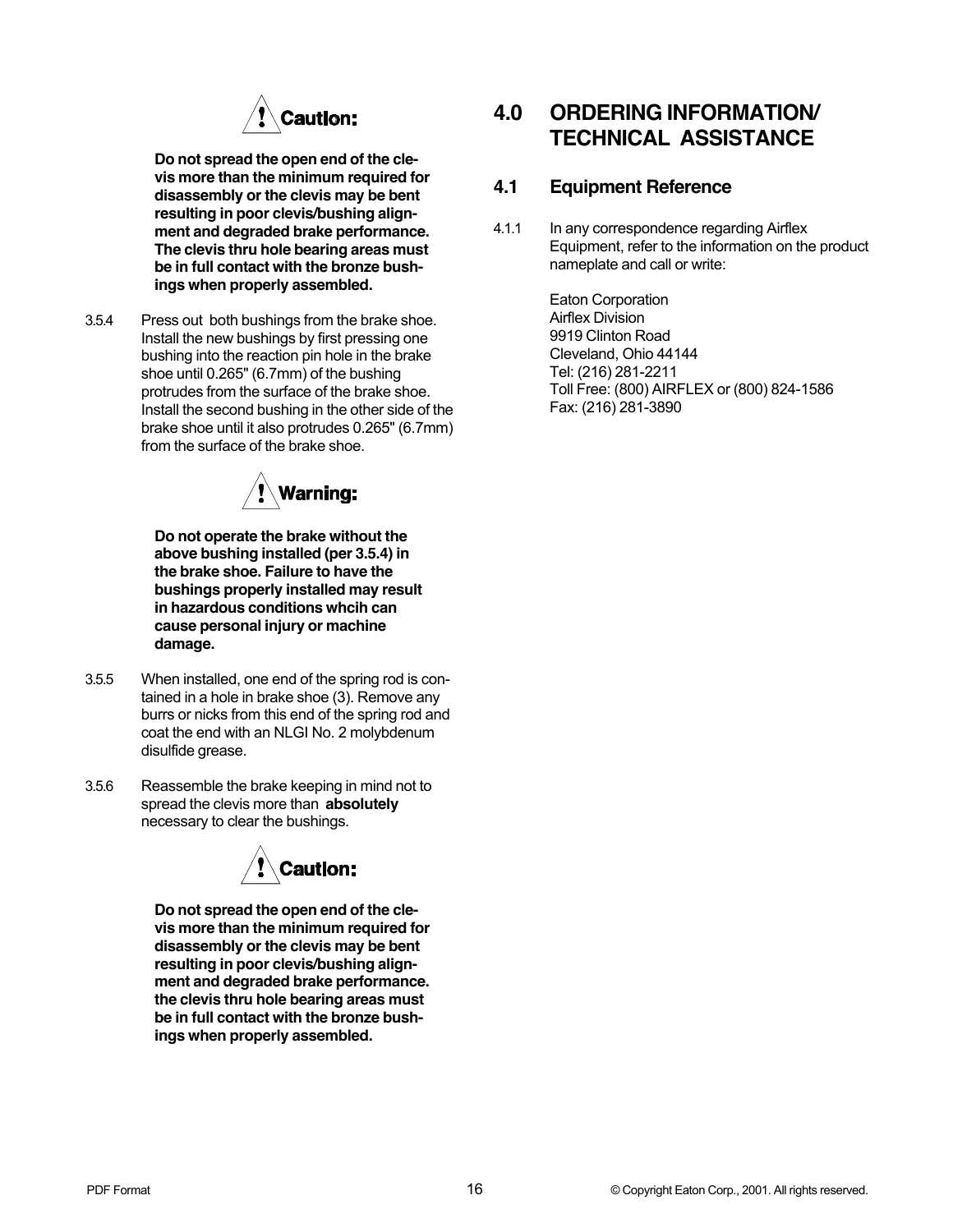**Caution:**

**Do not spread the open end of the clevis more than the minimum required for disassembly or the clevis may be bent resulting in poor clevis/bushing alignment and degraded brake performance. The clevis thru hole bearing areas must be in full contact with the bronze bushings when properly assembled.**

3.5.4 Press out both bushings from the brake shoe. Install the new bushings by first pressing one bushing into the reaction pin hole in the brake shoe until 0.265" (6.7mm) of the bushing protrudes from the surface of the brake shoe. Install the second bushing in the other side of the brake shoe until it also protrudes 0.265" (6.7mm) from the surface of the brake shoe.

**Warning:**

**Do not operate the brake without the above bushing installed (per 3.5.4) in the brake shoe. Failure to have the bushings properly installed may result in hazardous conditions whcih can cause personal injury or machine damage.**

3.5.5 When installed, one end of the spring rod is contained in a hole in brake shoe (3). Remove any burrs or nicks from this end of the spring rod and coat the end with an NLGI No. 2 molybdenum disulfide grease.

3.5.6 Reassemble the brake keeping in mind not to spread the clevis more than **absolutely** necessary to clear the bushings.

**Caution:**

**Do not spread the open end of the clevis more than the minimum required for disassembly or the clevis may be bent resulting in poor clevis/bushing alignment and degraded brake performance. the clevis thru hole bearing areas must be in full contact with the bronze bushings when properly assembled.**

# 4.0 ORDERING INFORMATION/ TECHNICAL ASSISTANCE

## 4.1 Equipment Reference

4.1.1 In any correspondence regarding Airflex Equipment, refer to the information on the product nameplate and call or write:

Eaton Corporation
Airflex Division
9919 Clinton Road
Cleveland, Ohio 44144
Tel: (216) 281-2211
Toll Free: (800) AIRFLEX or (800) 824-1586
Fax: (216) 281-3890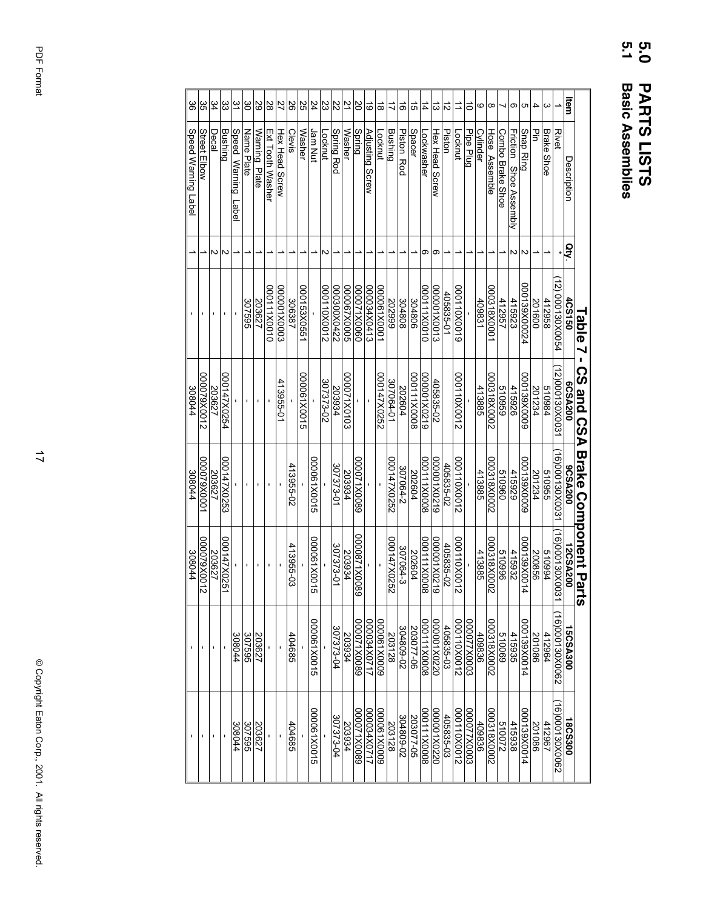# 5.0 PARTS LISTS

## 5.1 Basic Assemblies

**Table 7 - CS and CSA Brake Component Parts**

| Item | Description | Qty. | 4CS150 | 6CSA200 | 9CSA200 | 12CSA200 | 15CSA300 | 18CS300 |
|---|---|---|---|---|---|---|---|---|
| 1 | Rivet | * | (12) 000130X0054 | (12)000130X0031 | (16)000130X0031 | (16)000130X0031 | (16)000130X0062 | (16)000130X0062 |
| 3 | Brake Shoe | 1 | 412958 | 510984 | 510955 | 510994 | 412964 | 412967 |
| 4 | Pin | 1 | 201600 | 201234 | 201234 | 200856 | 201086 | 201086 |
| 5 | Snap Ring | 2 | 000139X00024 | 000139X0009 | 000139X0009 | 000139X00014 | 000139X00014 | 000139X00014 |
| 6 | Friction Shoe Assembly | 2 | 415923 | 415926 | 415929 | 415932 | 415935 | 415938 |
| 7 | Combo Brake Shoe | 1 | 412957 | 510959 | 510960 | 510996 | 510069 | 510072 |
| 8 | Hose Assemble | 1 | 000318X0001 | 000318X0002 | 000318X0002 | 000318X0002 | 000318X0002 | 000318X0002 |
| 9 | Cylinder | 1 | 409831 | 413885 | 413885 | 413885 | 409836 | 409836 |
| 10 | Pipe Plug | 1 | - | - | - | - | 000077X0003 | 000077X0003 |
| 11 | Locknut | 1 | 000110X0019 | 000110X0012 | 000110X0012 | 000110X0012 | 000110X0012 | 000110X0012 |
| 12 | Piston | 1 | 405835-01 | | 405835-02 | 405835-02 | 405835-03 | 405835-03 |
| 13 | Hex Head Screw | 6 | 000001X0013 | 405835-02 | 000001X0219 | 000001X0219 | 000001X0220 | 000001X0220 |
| 14 | Lockwasher | 6 | 000111X0010 | 000001X0219 | 000111X0008 | 000111X0008 | 000111X0008 | 000111X0008 |
| 15 | Spacer | 1 | 304806 | 000111X0008 | 202604 | 202604 | 203077-06 | 203077-05 |
| 16 | Piston Rod | 1 | 304808 | 202604 | 307064-2 | 307064-3 | 304809-02 | 304809-02 |
| 17 | Bushing | 1 | 202999 | 307064-01 | 000147X0252 | 000147X0252 | 203128 | 203128 |
| 18 | Locknut | 1 | 000061X0001 | 000147X0252 | - | - | 000061X0009 | 000061X0009 |
| 19 | Adjusting Screw | 1 | 000034X0413 | - | - | - | 000034X0717 | 000034X0717 |
| 20 | Spring | 1 | 000071X0060 | - | 000071X0089 | 0000871X0089 | 000071X0089 | 000071X0089 |
| 21 | Washer | 1 | 000067X0005 | 000071X0103 | 203934 | 203934 | 203934 | 203934 |
| 22 | Spring Rod | 1 | 000300X0422 | 203934 | 307373-01 | 307373-01 | 307373-04 | 307373-04 |
| 23 | Locknut | 2 | 000110X0012 | 307373-02 | - | - | - | - |
| 24 | Jam Nut | 1 | - | - | 000061X0015 | 000061X0015 | 000061X0015 | 000061X0015 |
| 25 | Washer | 1 | 000153X0551 | 000061X0015 | - | - | - | - |
| 26 | Clevis | 1 | 306387 | - | 413955-02 | 413955-03 | 404685 | 404685 |
| 27 | Hex Head Screw | 1 | 000001X0003 | 413955-01 | - | - | - | - |
| 28 | Ext Tooth Washer | 1 | 000111X0010 | - | - | - | - | - |
| 29 | Warning Plate | 1 | 203627 | - | - | - | 203627 | 203627 |
| 30 | Name Plate | 1 | 307595 | - | - | - | 307595 | 307595 |
| 31 | Speed Warning Label | 1 | - | - | - | - | 308044 | 308044 |
| 33 | Bushing | 2 | - | 000147X0254 | 000147X0253 | 000147X0251 | - | - |
| 34 | Decal | 2 | - | 203627 | 203627 | 203627 | - | - |
| 35 | Street Elbow | 1 | - | 000079X0012 | 000079X0001 | 000079X0012 | - | - |
| 36 | Speed Warning Label | 1 | - | 308044 | 308044 | 308044 | - | - |

© Copyright Eaton Corp., 2001. All rights reserved.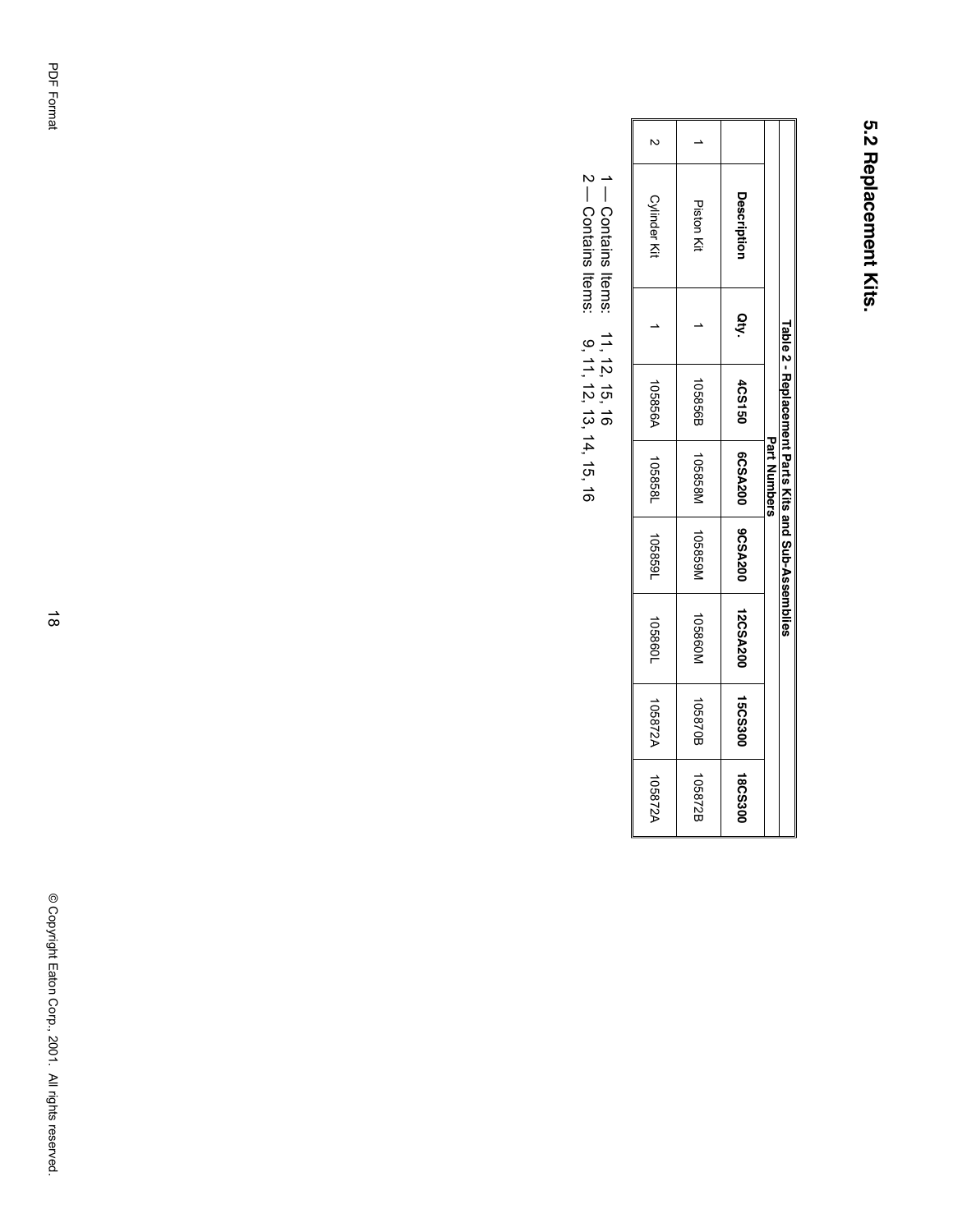## 5.2 Replacement Kits.

Table 2 - Replacement Parts Kits and Sub-Assemblies

| | | | Part Numbers | | | | | |
|---|---|---|---|---|---|---|---|---|
| | **Description** | **Qty.** | **4CS150** | **6CSA200** | **9CSA200** | **12CSA200** | **15CS300** | **18CS300** |
| 1 | Piston Kit | 1 | 105856B | 105858M | 105859M | 105860M | 105870B | 105872B |
| 2 | Cylinder Kit | 1 | 105856A | 105858L | 105859L | 105860L | 105872A | 105872A |

1 — Contains Items: 11, 12, 15, 16
2 — Contains Items: 9, 11, 12, 13, 14, 15, 16

PDF Format

© Copyright Eaton Corp., 2001. All rights reserved.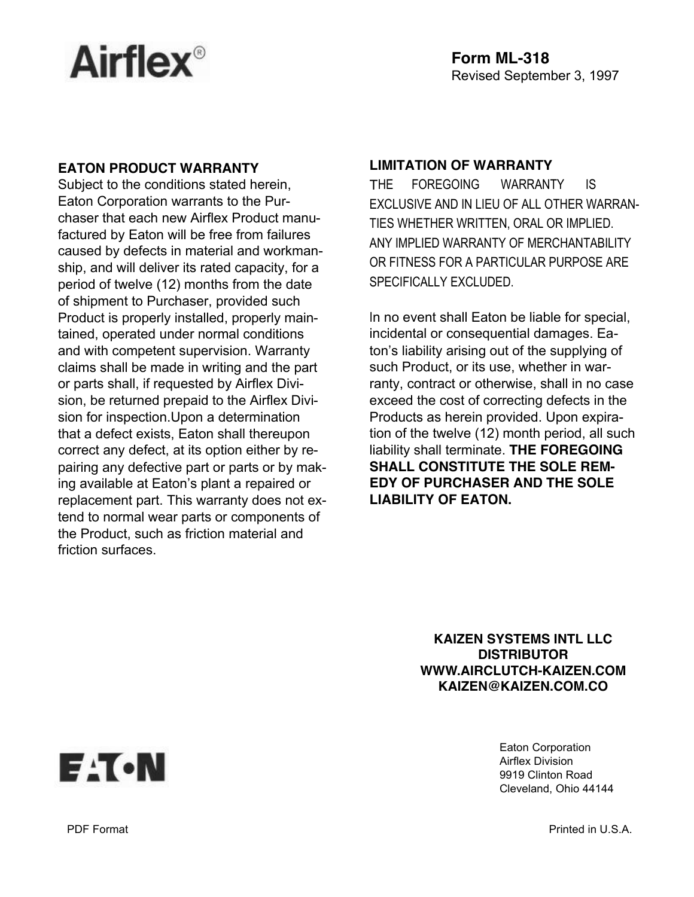Airflex®

**Form ML-318**
Revised September 3, 1997

## EATON PRODUCT WARRANTY

Subject to the conditions stated herein, Eaton Corporation warrants to the Purchaser that each new Airflex Product manufactured by Eaton will be free from failures caused by defects in material and workmanship, and will deliver its rated capacity, for a period of twelve (12) months from the date of shipment to Purchaser, provided such Product is properly installed, properly maintained, operated under normal conditions and with competent supervision. Warranty claims shall be made in writing and the part or parts shall, if requested by Airflex Division, be returned prepaid to the Airflex Division for inspection.Upon a determination that a defect exists, Eaton shall thereupon correct any defect, at its option either by repairing any defective part or parts or by making available at Eaton's plant a repaired or replacement part. This warranty does not extend to normal wear parts or components of the Product, such as friction material and friction surfaces.

## LIMITATION OF WARRANTY

THE FOREGOING WARRANTY IS EXCLUSIVE AND IN LIEU OF ALL OTHER WARRANTIES WHETHER WRITTEN, ORAL OR IMPLIED. ANY IMPLIED WARRANTY OF MERCHANTABILITY OR FITNESS FOR A PARTICULAR PURPOSE ARE SPECIFICALLY EXCLUDED.

In no event shall Eaton be liable for special, incidental or consequential damages. Eaton's liability arising out of the supplying of such Product, or its use, whether in warranty, contract or otherwise, shall in no case exceed the cost of correcting defects in the Products as herein provided. Upon expiration of the twelve (12) month period, all such liability shall terminate. **THE FOREGOING SHALL CONSTITUTE THE SOLE REMEDY OF PURCHASER AND THE SOLE LIABILITY OF EATON.**

**KAIZEN SYSTEMS INTL LLC**
**DISTRIBUTOR**
**WWW.AIRCLUTCH-KAIZEN.COM**
**KAIZEN@KAIZEN.COM.CO**

EATON

Eaton Corporation
Airflex Division
9919 Clinton Road
Cleveland, Ohio 44144

PDF Format

Printed in U.S.A.